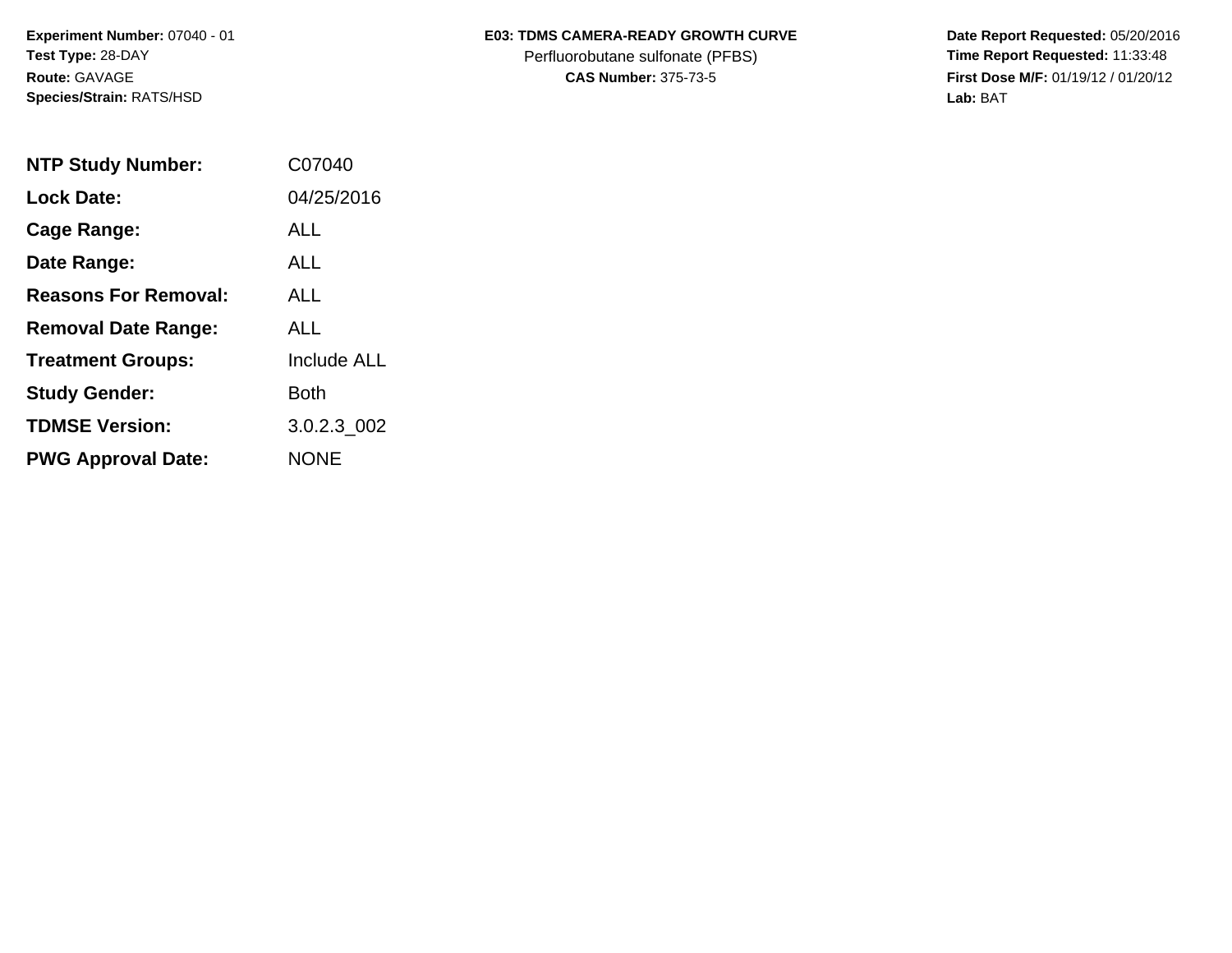**Experiment Number:** 07040 - 01
**Test Type:** 28-DAY
**Route:** GAVAGE
**Species/Strain:** RATS/HSD

**E03: TDMS CAMERA-READY GROWTH CURVE**
Perfluorobutane sulfonate (PFBS)
**CAS Number:** 375-73-5

**Date Report Requested:** 05/20/2016
**Time Report Requested:** 11:33:48
**First Dose M/F:** 01/19/12 / 01/20/12
**Lab:** BAT

| | |
|---|---|
| **NTP Study Number:** | C07040 |
| **Lock Date:** | 04/25/2016 |
| **Cage Range:** | ALL |
| **Date Range:** | ALL |
| **Reasons For Removal:** | ALL |
| **Removal Date Range:** | ALL |
| **Treatment Groups:** | Include ALL |
| **Study Gender:** | Both |
| **TDMSE Version:** | 3.0.2.3_002 |
| **PWG Approval Date:** | NONE |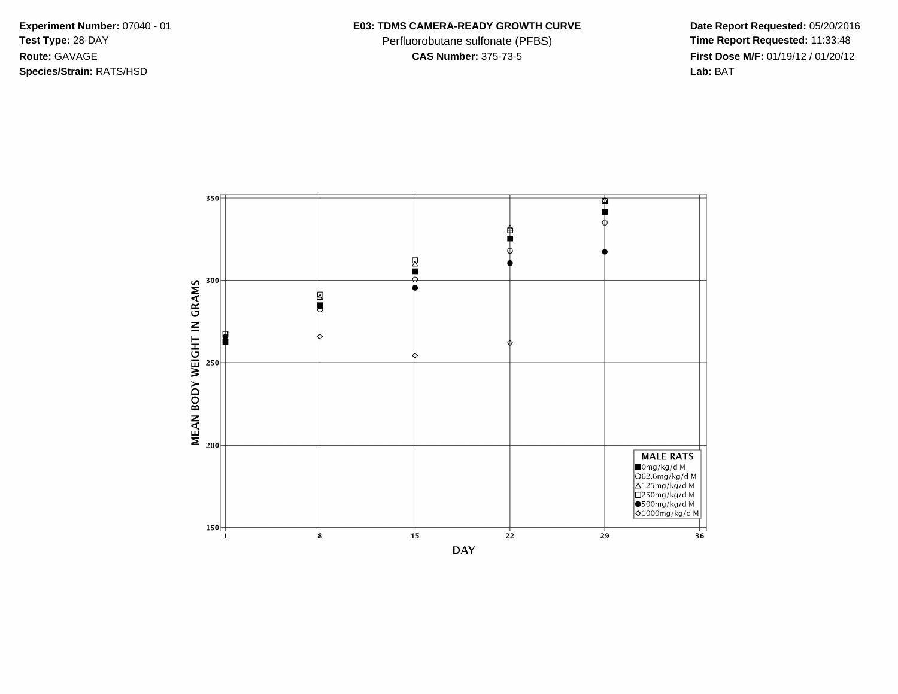**Experiment Number:** 07040 - 01
**Test Type:** 28-DAY
**Route:** GAVAGE
**Species/Strain:** RATS/HSD

**E03: TDMS CAMERA-READY GROWTH CURVE**
Perfluorobutane sulfonate (PFBS)
**CAS Number:** 375-73-5

**Date Report Requested:** 05/20/2016
**Time Report Requested:** 11:33:48
**First Dose M/F:** 01/19/12 / 01/20/12
**Lab:** BAT

MEAN BODY WEIGHT IN GRAMS

350
300
250
200
150

1 8 15 22 29 36

DAY

**MALE RATS**
■0mg/kg/d M
○62.6mg/kg/d M
△125mg/kg/d M
□250mg/kg/d M
●500mg/kg/d M
◇1000mg/kg/d M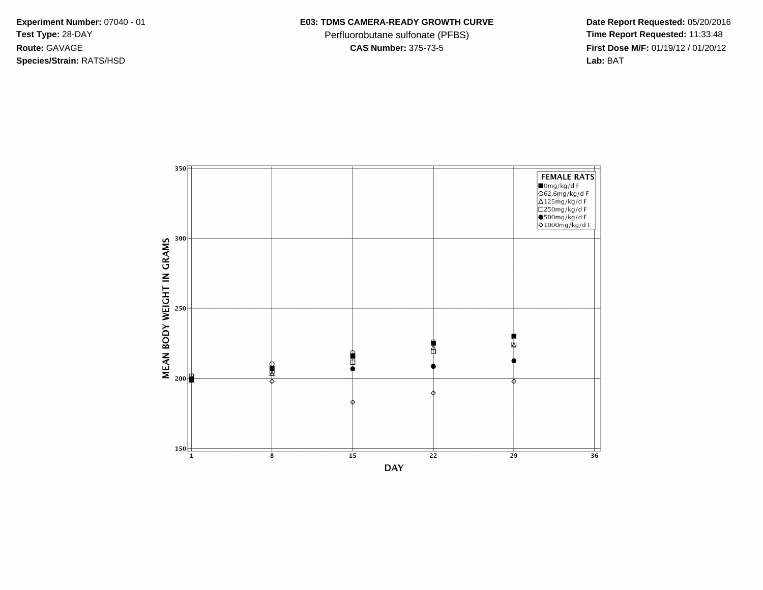**Experiment Number:** 07040 - 01
**Test Type:** 28-DAY
**Route:** GAVAGE
**Species/Strain:** RATS/HSD

**E03: TDMS CAMERA-READY GROWTH CURVE**
Perfluorobutane sulfonate (PFBS)
**CAS Number:** 375-73-5

**Date Report Requested:** 05/20/2016
**Time Report Requested:** 11:33:48
**First Dose M/F:** 01/19/12 / 01/20/12
**Lab:** BAT

FEMALE RATS
■0mg/kg/d F
○62.6mg/kg/d F
△125mg/kg/d F
□250mg/kg/d F
●500mg/kg/d F
◇1000mg/kg/d F

MEAN BODY WEIGHT IN GRAMS

350
300
250
200
150

1
8
15
22
29
36

DAY